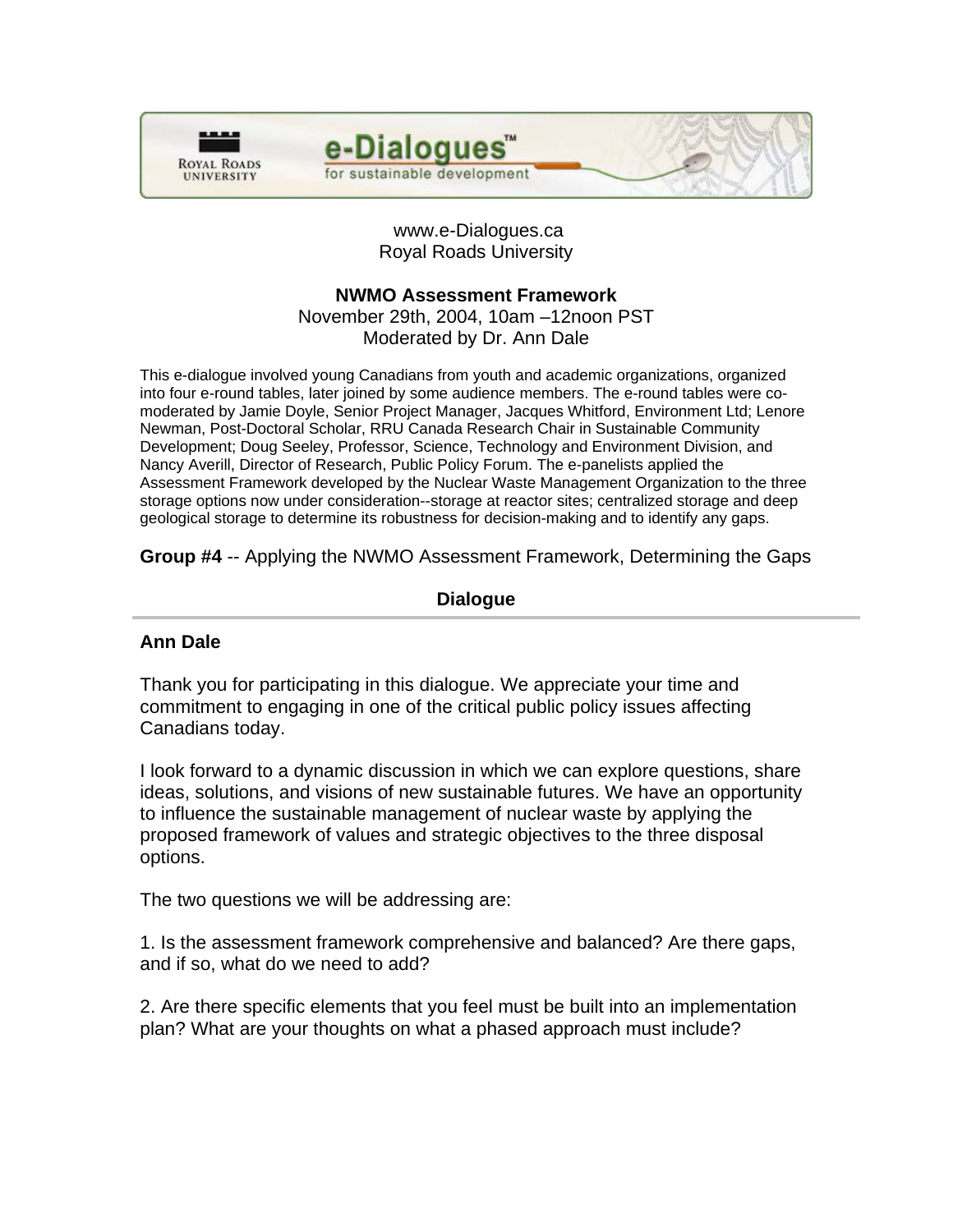e-Dialogues™ for sustainable development

Royal Roads University

www.e-Dialogues.ca
Royal Roads University

**NWMO Assessment Framework**
November 29th, 2004, 10am –12noon PST
Moderated by Dr. Ann Dale

This e-dialogue involved young Canadians from youth and academic organizations, organized into four e-round tables, later joined by some audience members. The e-round tables were co-moderated by Jamie Doyle, Senior Project Manager, Jacques Whitford, Environment Ltd; Lenore Newman, Post-Doctoral Scholar, RRU Canada Research Chair in Sustainable Community Development; Doug Seeley, Professor, Science, Technology and Environment Division, and Nancy Averill, Director of Research, Public Policy Forum. The e-panelists applied the Assessment Framework developed by the Nuclear Waste Management Organization to the three storage options now under consideration--storage at reactor sites; centralized storage and deep geological storage to determine its robustness for decision-making and to identify any gaps.

**Group #4** -- Applying the NWMO Assessment Framework, Determining the Gaps

## Dialogue

### Ann Dale

Thank you for participating in this dialogue. We appreciate your time and commitment to engaging in one of the critical public policy issues affecting Canadians today.

I look forward to a dynamic discussion in which we can explore questions, share ideas, solutions, and visions of new sustainable futures. We have an opportunity to influence the sustainable management of nuclear waste by applying the proposed framework of values and strategic objectives to the three disposal options.

The two questions we will be addressing are:

1. Is the assessment framework comprehensive and balanced? Are there gaps, and if so, what do we need to add?

2. Are there specific elements that you feel must be built into an implementation plan? What are your thoughts on what a phased approach must include?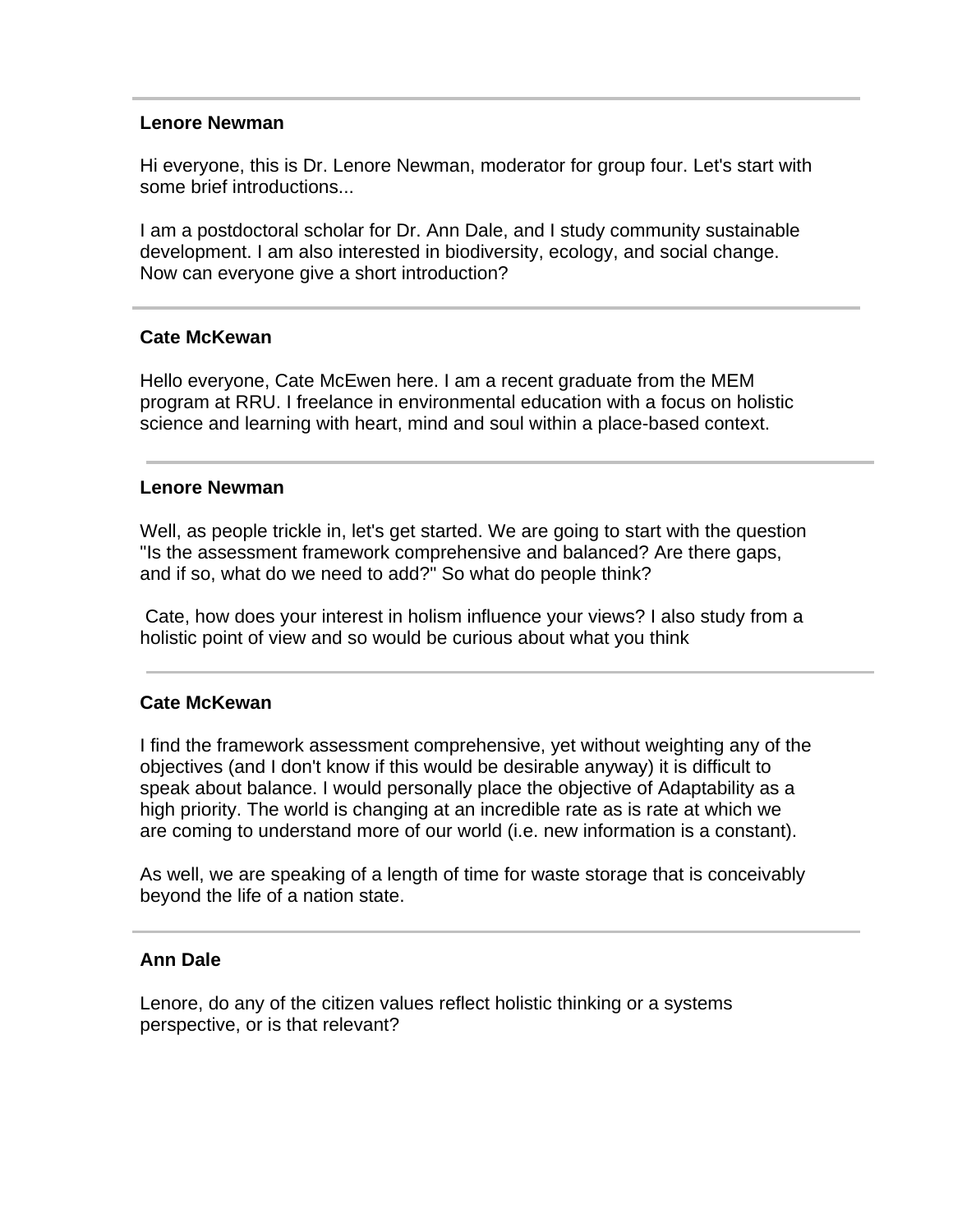---

**Lenore Newman**

Hi everyone, this is Dr. Lenore Newman, moderator for group four. Let's start with some brief introductions...

I am a postdoctoral scholar for Dr. Ann Dale, and I study community sustainable development. I am also interested in biodiversity, ecology, and social change. Now can everyone give a short introduction?

---

**Cate McKewan**

Hello everyone, Cate McEwen here. I am a recent graduate from the MEM program at RRU. I freelance in environmental education with a focus on holistic science and learning with heart, mind and soul within a place-based context.

---

**Lenore Newman**

Well, as people trickle in, let's get started. We are going to start with the question "Is the assessment framework comprehensive and balanced? Are there gaps, and if so, what do we need to add?" So what do people think?

Cate, how does your interest in holism influence your views? I also study from a holistic point of view and so would be curious about what you think

---

**Cate McKewan**

I find the framework assessment comprehensive, yet without weighting any of the objectives (and I don't know if this would be desirable anyway) it is difficult to speak about balance. I would personally place the objective of Adaptability as a high priority. The world is changing at an incredible rate as is rate at which we are coming to understand more of our world (i.e. new information is a constant).

As well, we are speaking of a length of time for waste storage that is conceivably beyond the life of a nation state.

---

**Ann Dale**

Lenore, do any of the citizen values reflect holistic thinking or a systems perspective, or is that relevant?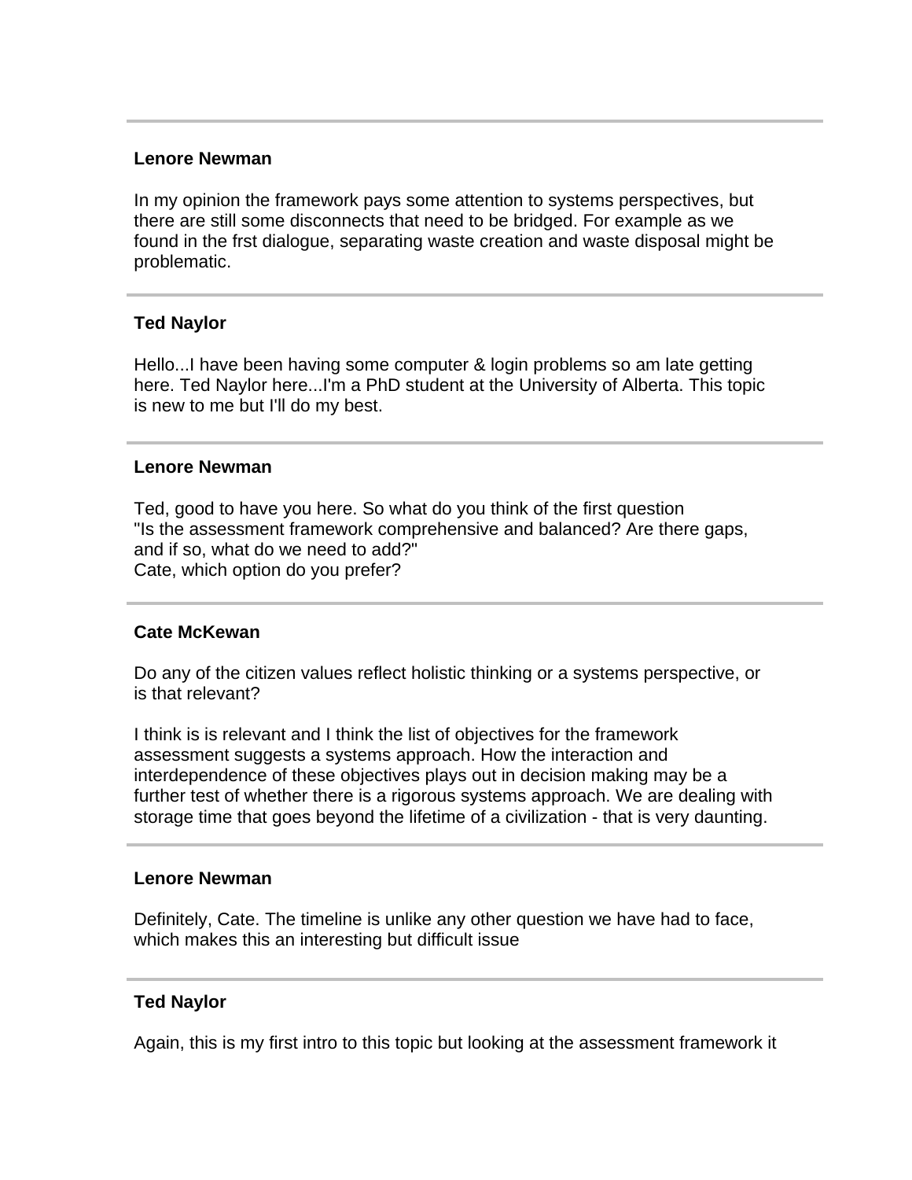---

**Lenore Newman**

In my opinion the framework pays some attention to systems perspectives, but there are still some disconnects that need to be bridged. For example as we found in the frst dialogue, separating waste creation and waste disposal might be problematic.

---

**Ted Naylor**

Hello...I have been having some computer & login problems so am late getting here. Ted Naylor here...I'm a PhD student at the University of Alberta. This topic is new to me but I'll do my best.

---

**Lenore Newman**

Ted, good to have you here. So what do you think of the first question "Is the assessment framework comprehensive and balanced? Are there gaps, and if so, what do we need to add?"
Cate, which option do you prefer?

---

**Cate McKewan**

Do any of the citizen values reflect holistic thinking or a systems perspective, or is that relevant?

I think is is relevant and I think the list of objectives for the framework assessment suggests a systems approach. How the interaction and interdependence of these objectives plays out in decision making may be a further test of whether there is a rigorous systems approach. We are dealing with storage time that goes beyond the lifetime of a civilization - that is very daunting.

---

**Lenore Newman**

Definitely, Cate. The timeline is unlike any other question we have had to face, which makes this an interesting but difficult issue

---

**Ted Naylor**

Again, this is my first intro to this topic but looking at the assessment framework it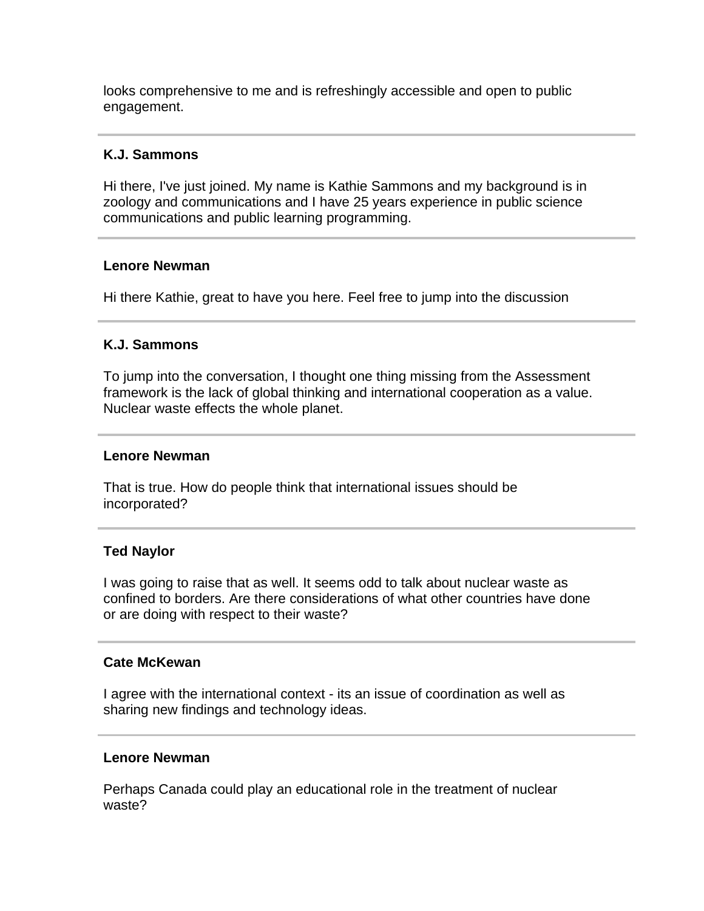looks comprehensive to me and is refreshingly accessible and open to public engagement.

---

**K.J. Sammons**

Hi there, I've just joined. My name is Kathie Sammons and my background is in zoology and communications and I have 25 years experience in public science communications and public learning programming.

---

**Lenore Newman**

Hi there Kathie, great to have you here. Feel free to jump into the discussion

---

**K.J. Sammons**

To jump into the conversation, I thought one thing missing from the Assessment framework is the lack of global thinking and international cooperation as a value. Nuclear waste effects the whole planet.

---

**Lenore Newman**

That is true. How do people think that international issues should be incorporated?

---

**Ted Naylor**

I was going to raise that as well. It seems odd to talk about nuclear waste as confined to borders. Are there considerations of what other countries have done or are doing with respect to their waste?

---

**Cate McKewan**

I agree with the international context - its an issue of coordination as well as sharing new findings and technology ideas.

---

**Lenore Newman**

Perhaps Canada could play an educational role in the treatment of nuclear waste?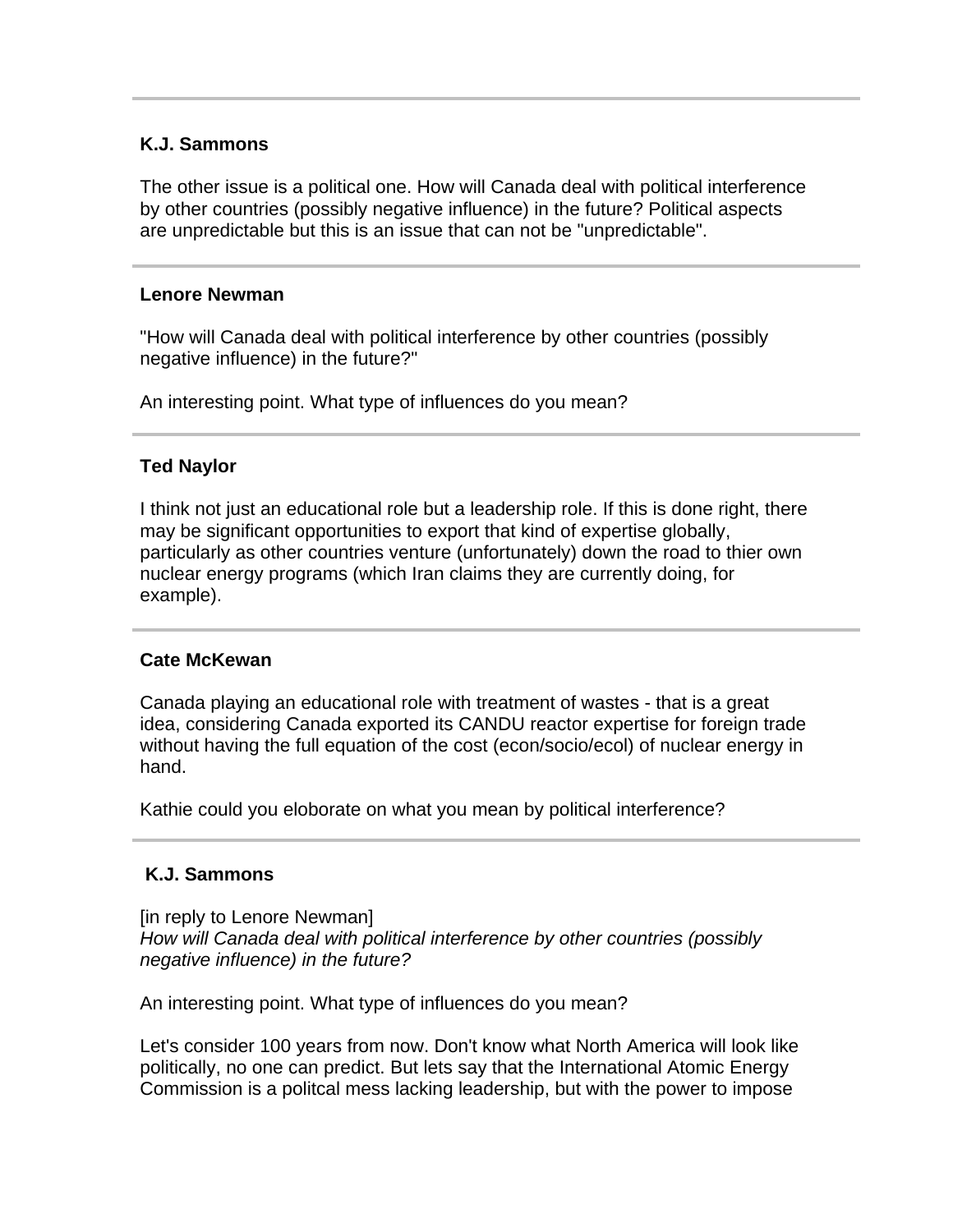---

**K.J. Sammons**

The other issue is a political one. How will Canada deal with political interference by other countries (possibly negative influence) in the future? Political aspects are unpredictable but this is an issue that can not be "unpredictable".

---

**Lenore Newman**

"How will Canada deal with political interference by other countries (possibly negative influence) in the future?"

An interesting point. What type of influences do you mean?

---

**Ted Naylor**

I think not just an educational role but a leadership role. If this is done right, there may be significant opportunities to export that kind of expertise globally, particularly as other countries venture (unfortunately) down the road to thier own nuclear energy programs (which Iran claims they are currently doing, for example).

---

**Cate McKewan**

Canada playing an educational role with treatment of wastes - that is a great idea, considering Canada exported its CANDU reactor expertise for foreign trade without having the full equation of the cost (econ/socio/ecol) of nuclear energy in hand.

Kathie could you eloborate on what you mean by political interference?

---

**K.J. Sammons**

[in reply to Lenore Newman]
*How will Canada deal with political interference by other countries (possibly negative influence) in the future?*

An interesting point. What type of influences do you mean?

Let's consider 100 years from now. Don't know what North America will look like politically, no one can predict. But lets say that the International Atomic Energy Commission is a politcal mess lacking leadership, but with the power to impose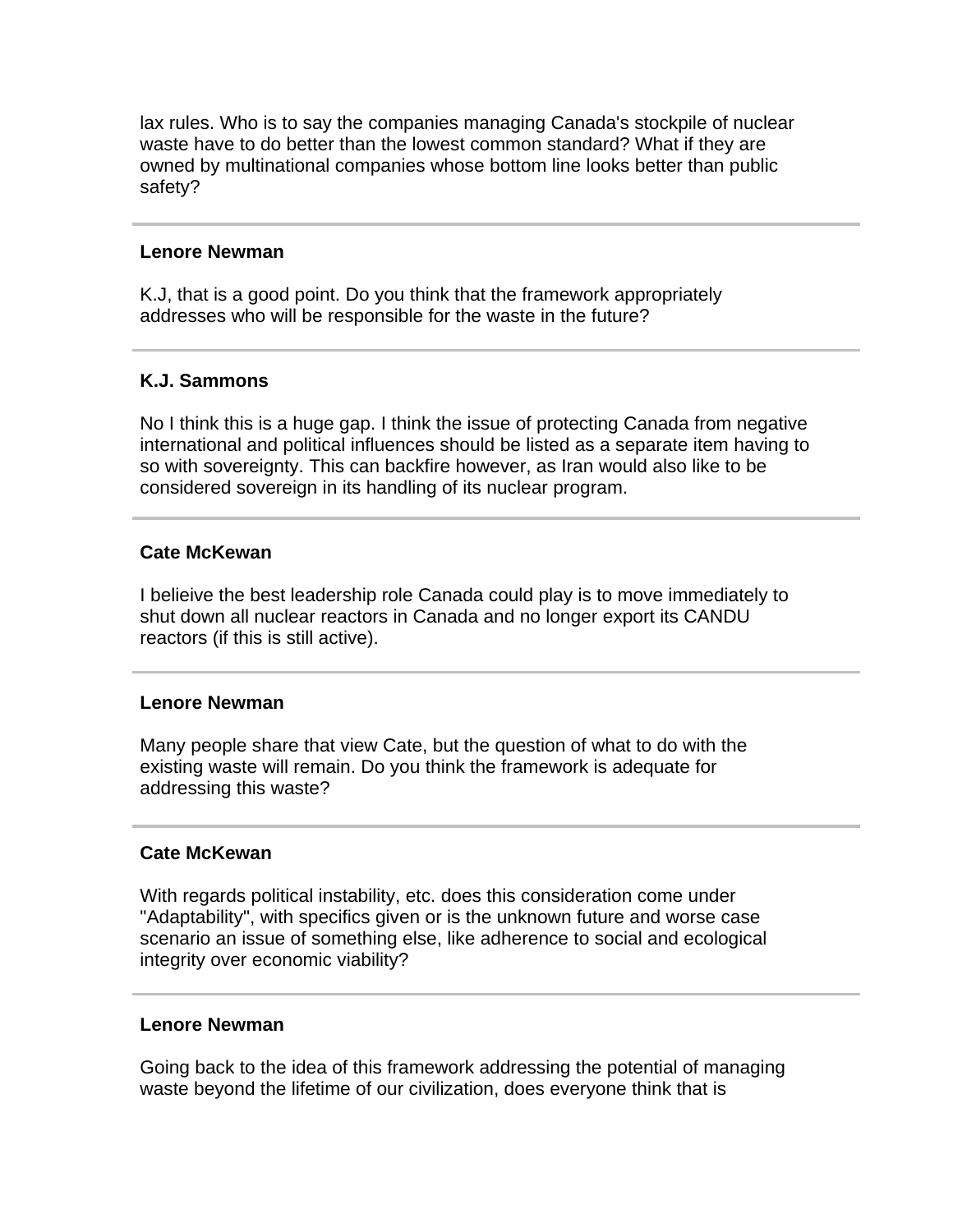lax rules. Who is to say the companies managing Canada's stockpile of nuclear waste have to do better than the lowest common standard? What if they are owned by multinational companies whose bottom line looks better than public safety?

---

**Lenore Newman**

K.J, that is a good point. Do you think that the framework appropriately addresses who will be responsible for the waste in the future?

---

**K.J. Sammons**

No I think this is a huge gap. I think the issue of protecting Canada from negative international and political influences should be listed as a separate item having to so with sovereignty. This can backfire however, as Iran would also like to be considered sovereign in its handling of its nuclear program.

---

**Cate McKewan**

I belieive the best leadership role Canada could play is to move immediately to shut down all nuclear reactors in Canada and no longer export its CANDU reactors (if this is still active).

---

**Lenore Newman**

Many people share that view Cate, but the question of what to do with the existing waste will remain. Do you think the framework is adequate for addressing this waste?

---

**Cate McKewan**

With regards political instability, etc. does this consideration come under "Adaptability", with specifics given or is the unknown future and worse case scenario an issue of something else, like adherence to social and ecological integrity over economic viability?

---

**Lenore Newman**

Going back to the idea of this framework addressing the potential of managing waste beyond the lifetime of our civilization, does everyone think that is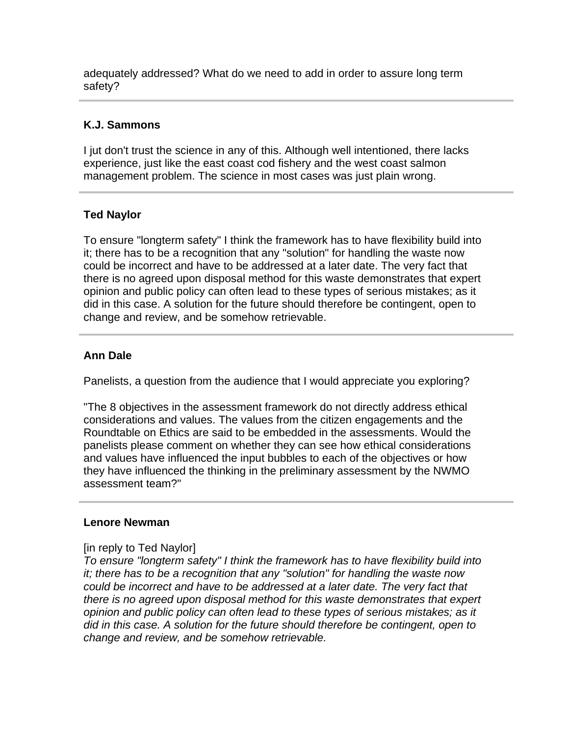adequately addressed? What do we need to add in order to assure long term safety?

---

**K.J. Sammons**

I jut don't trust the science in any of this. Although well intentioned, there lacks experience, just like the east coast cod fishery and the west coast salmon management problem. The science in most cases was just plain wrong.

---

**Ted Naylor**

To ensure "longterm safety" I think the framework has to have flexibility build into it; there has to be a recognition that any "solution" for handling the waste now could be incorrect and have to be addressed at a later date. The very fact that there is no agreed upon disposal method for this waste demonstrates that expert opinion and public policy can often lead to these types of serious mistakes; as it did in this case. A solution for the future should therefore be contingent, open to change and review, and be somehow retrievable.

---

**Ann Dale**

Panelists, a question from the audience that I would appreciate you exploring?

"The 8 objectives in the assessment framework do not directly address ethical considerations and values. The values from the citizen engagements and the Roundtable on Ethics are said to be embedded in the assessments. Would the panelists please comment on whether they can see how ethical considerations and values have influenced the input bubbles to each of the objectives or how they have influenced the thinking in the preliminary assessment by the NWMO assessment team?"

---

**Lenore Newman**

[in reply to Ted Naylor]
*To ensure "longterm safety" I think the framework has to have flexibility build into it; there has to be a recognition that any "solution" for handling the waste now could be incorrect and have to be addressed at a later date. The very fact that there is no agreed upon disposal method for this waste demonstrates that expert opinion and public policy can often lead to these types of serious mistakes; as it did in this case. A solution for the future should therefore be contingent, open to change and review, and be somehow retrievable.*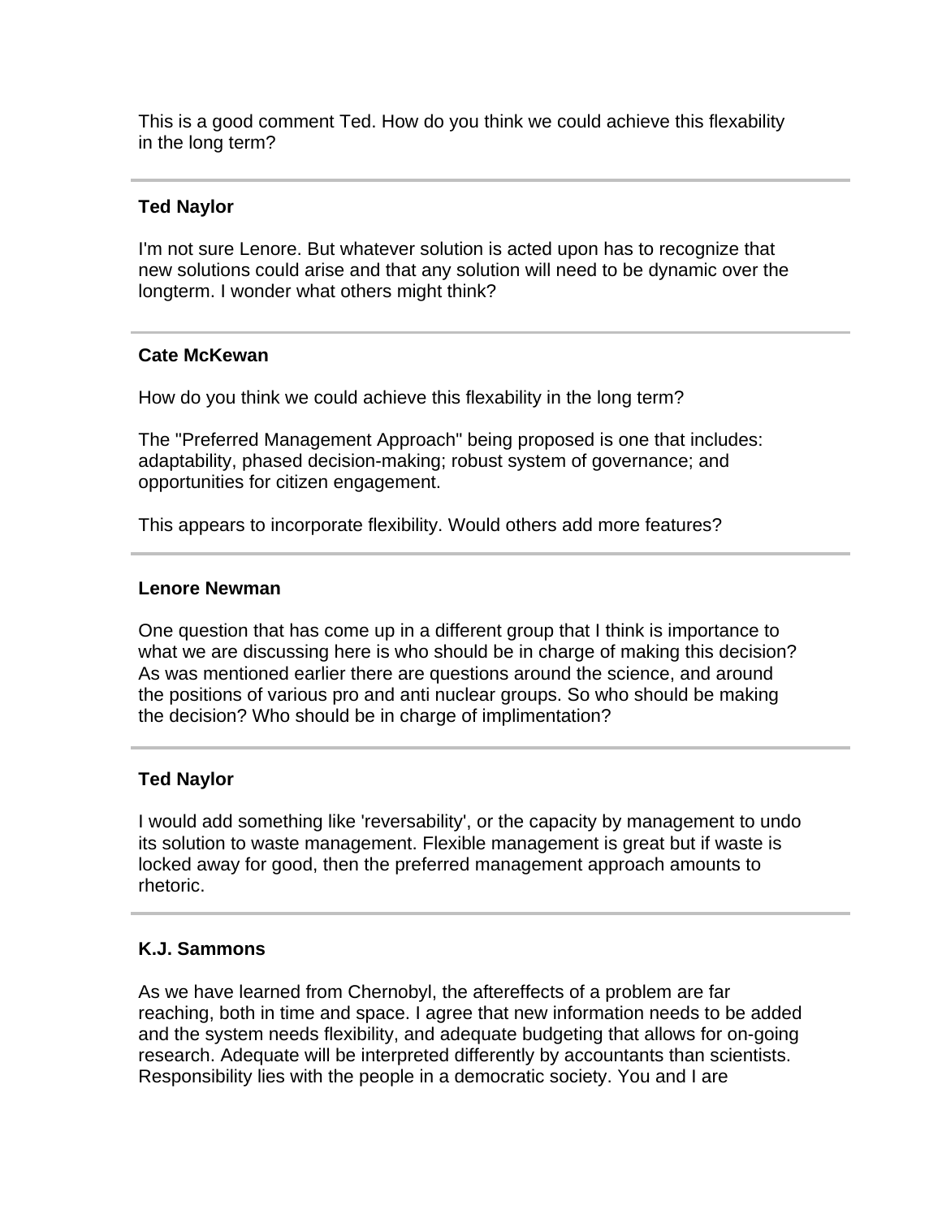This is a good comment Ted. How do you think we could achieve this flexability in the long term?

---

**Ted Naylor**

I'm not sure Lenore. But whatever solution is acted upon has to recognize that new solutions could arise and that any solution will need to be dynamic over the longterm. I wonder what others might think?

---

**Cate McKewan**

How do you think we could achieve this flexability in the long term?

The "Preferred Management Approach" being proposed is one that includes: adaptability, phased decision-making; robust system of governance; and opportunities for citizen engagement.

This appears to incorporate flexibility. Would others add more features?

---

**Lenore Newman**

One question that has come up in a different group that I think is importance to what we are discussing here is who should be in charge of making this decision? As was mentioned earlier there are questions around the science, and around the positions of various pro and anti nuclear groups. So who should be making the decision? Who should be in charge of implimentation?

---

**Ted Naylor**

I would add something like 'reversability', or the capacity by management to undo its solution to waste management. Flexible management is great but if waste is locked away for good, then the preferred management approach amounts to rhetoric.

---

**K.J. Sammons**

As we have learned from Chernobyl, the aftereffects of a problem are far reaching, both in time and space. I agree that new information needs to be added and the system needs flexibility, and adequate budgeting that allows for on-going research. Adequate will be interpreted differently by accountants than scientists. Responsibility lies with the people in a democratic society. You and I are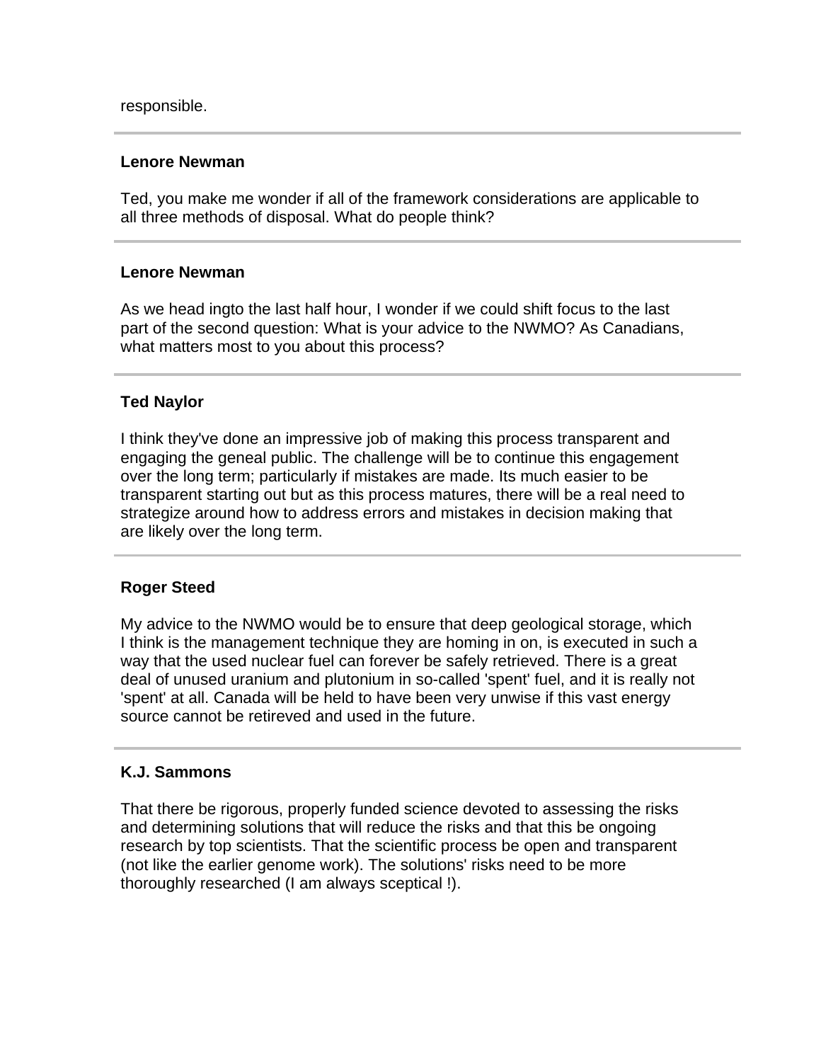responsible.

---

**Lenore Newman**

Ted, you make me wonder if all of the framework considerations are applicable to all three methods of disposal. What do people think?

---

**Lenore Newman**

As we head ingto the last half hour, I wonder if we could shift focus to the last part of the second question: What is your advice to the NWMO? As Canadians, what matters most to you about this process?

---

**Ted Naylor**

I think they've done an impressive job of making this process transparent and engaging the geneal public. The challenge will be to continue this engagement over the long term; particularly if mistakes are made. Its much easier to be transparent starting out but as this process matures, there will be a real need to strategize around how to address errors and mistakes in decision making that are likely over the long term.

---

**Roger Steed**

My advice to the NWMO would be to ensure that deep geological storage, which I think is the management technique they are homing in on, is executed in such a way that the used nuclear fuel can forever be safely retrieved. There is a great deal of unused uranium and plutonium in so-called 'spent' fuel, and it is really not 'spent' at all. Canada will be held to have been very unwise if this vast energy source cannot be retireved and used in the future.

---

**K.J. Sammons**

That there be rigorous, properly funded science devoted to assessing the risks and determining solutions that will reduce the risks and that this be ongoing research by top scientists. That the scientific process be open and transparent (not like the earlier genome work). The solutions' risks need to be more thoroughly researched (I am always sceptical !).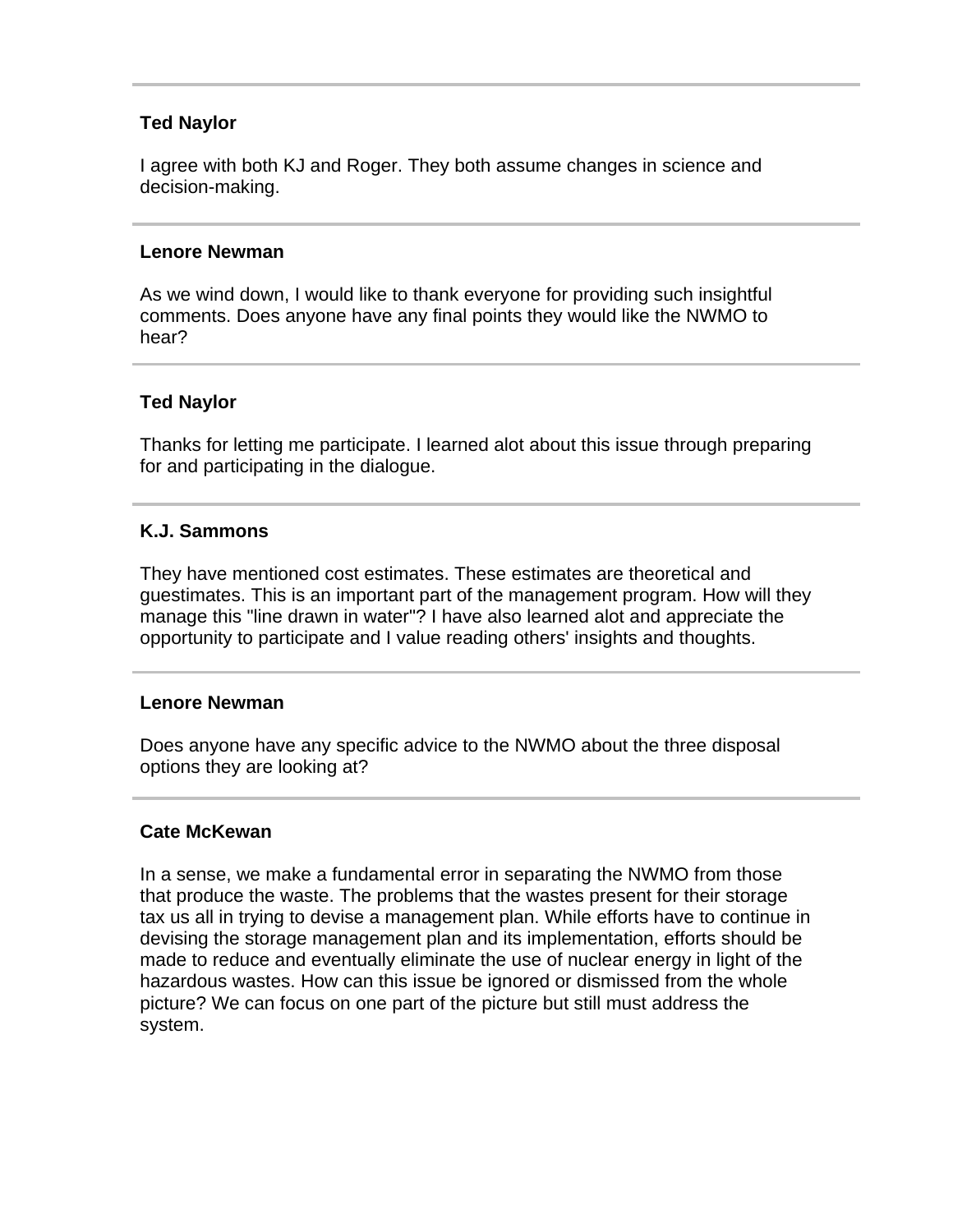---

**Ted Naylor**

I agree with both KJ and Roger. They both assume changes in science and decision-making.

---

**Lenore Newman**

As we wind down, I would like to thank everyone for providing such insightful comments. Does anyone have any final points they would like the NWMO to hear?

---

**Ted Naylor**

Thanks for letting me participate. I learned alot about this issue through preparing for and participating in the dialogue.

---

**K.J. Sammons**

They have mentioned cost estimates. These estimates are theoretical and guestimates. This is an important part of the management program. How will they manage this "line drawn in water"? I have also learned alot and appreciate the opportunity to participate and I value reading others' insights and thoughts.

---

**Lenore Newman**

Does anyone have any specific advice to the NWMO about the three disposal options they are looking at?

---

**Cate McKewan**

In a sense, we make a fundamental error in separating the NWMO from those that produce the waste. The problems that the wastes present for their storage tax us all in trying to devise a management plan. While efforts have to continue in devising the storage management plan and its implementation, efforts should be made to reduce and eventually eliminate the use of nuclear energy in light of the hazardous wastes. How can this issue be ignored or dismissed from the whole picture? We can focus on one part of the picture but still must address the system.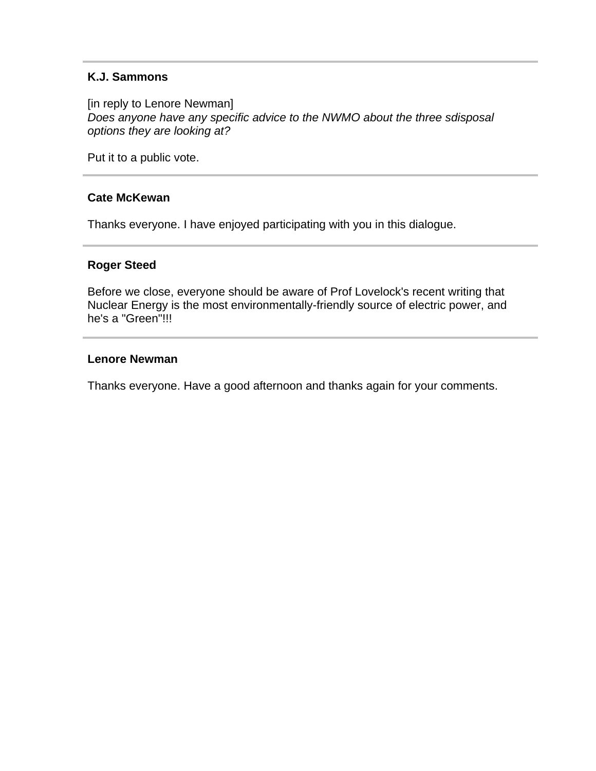**K.J. Sammons**

[in reply to Lenore Newman]
*Does anyone have any specific advice to the NWMO about the three sdisposal options they are looking at?*

Put it to a public vote.

---

**Cate McKewan**

Thanks everyone. I have enjoyed participating with you in this dialogue.

---

**Roger Steed**

Before we close, everyone should be aware of Prof Lovelock's recent writing that Nuclear Energy is the most environmentally-friendly source of electric power, and he's a "Green"!!!

---

**Lenore Newman**

Thanks everyone. Have a good afternoon and thanks again for your comments.